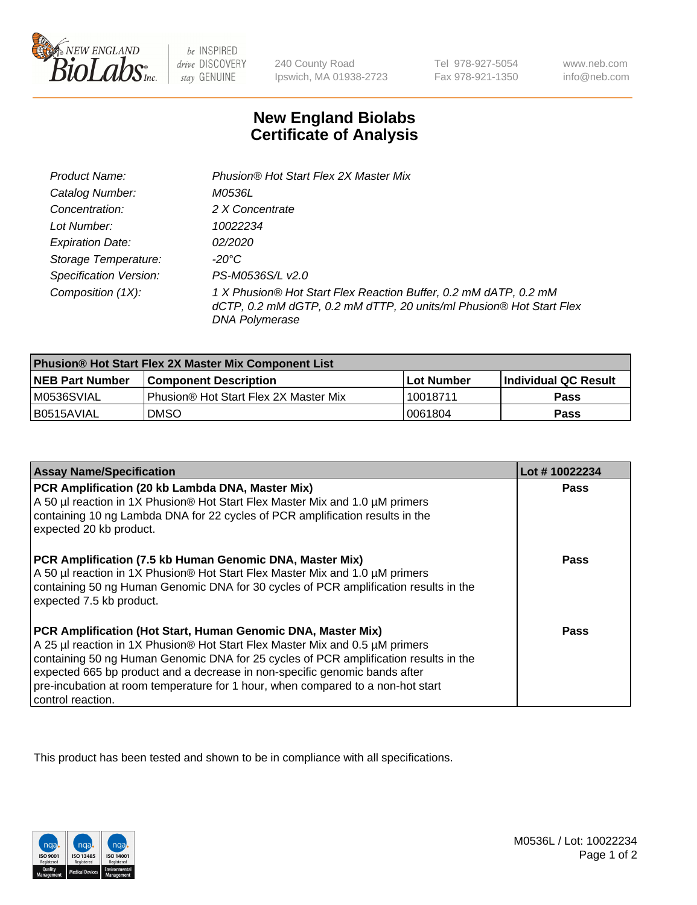New England BioLabs Inc. — be INSPIRED drive DISCOVERY stay GENUINE

240 County Road
Ipswich, MA 01938-2723

Tel 978-927-5054
Fax 978-921-1350

www.neb.com
info@neb.com

# New England Biolabs Certificate of Analysis

| | |
|---|---|
| *Product Name:* | *Phusion® Hot Start Flex 2X Master Mix* |
| *Catalog Number:* | *M0536L* |
| *Concentration:* | *2 X Concentrate* |
| *Lot Number:* | *10022234* |
| *Expiration Date:* | *02/2020* |
| *Storage Temperature:* | *-20°C* |
| *Specification Version:* | *PS-M0536S/L v2.0* |
| *Composition (1X):* | *1 X Phusion® Hot Start Flex Reaction Buffer, 0.2 mM dATP, 0.2 mM dCTP, 0.2 mM dGTP, 0.2 mM dTTP, 20 units/ml Phusion® Hot Start Flex DNA Polymerase* |

| Phusion® Hot Start Flex 2X Master Mix Component List | | | |
|---|---|---|---|
| **NEB Part Number** | **Component Description** | **Lot Number** | **Individual QC Result** |
| M0536SVIAL | Phusion® Hot Start Flex 2X Master Mix | 10018711 | **Pass** |
| B0515AVIAL | DMSO | 0061804 | **Pass** |

| Assay Name/Specification | Lot # 10022234 |
|---|---|
| **PCR Amplification (20 kb Lambda DNA, Master Mix)**<br>A 50 µl reaction in 1X Phusion® Hot Start Flex Master Mix and 1.0 µM primers containing 10 ng Lambda DNA for 22 cycles of PCR amplification results in the expected 20 kb product. | **Pass** |
| **PCR Amplification (7.5 kb Human Genomic DNA, Master Mix)**<br>A 50 µl reaction in 1X Phusion® Hot Start Flex Master Mix and 1.0 µM primers containing 50 ng Human Genomic DNA for 30 cycles of PCR amplification results in the expected 7.5 kb product. | **Pass** |
| **PCR Amplification (Hot Start, Human Genomic DNA, Master Mix)**<br>A 25 µl reaction in 1X Phusion® Hot Start Flex Master Mix and 0.5 µM primers containing 50 ng Human Genomic DNA for 25 cycles of PCR amplification results in the expected 665 bp product and a decrease in non-specific genomic bands after pre-incubation at room temperature for 1 hour, when compared to a non-hot start control reaction. | **Pass** |

This product has been tested and shown to be in compliance with all specifications.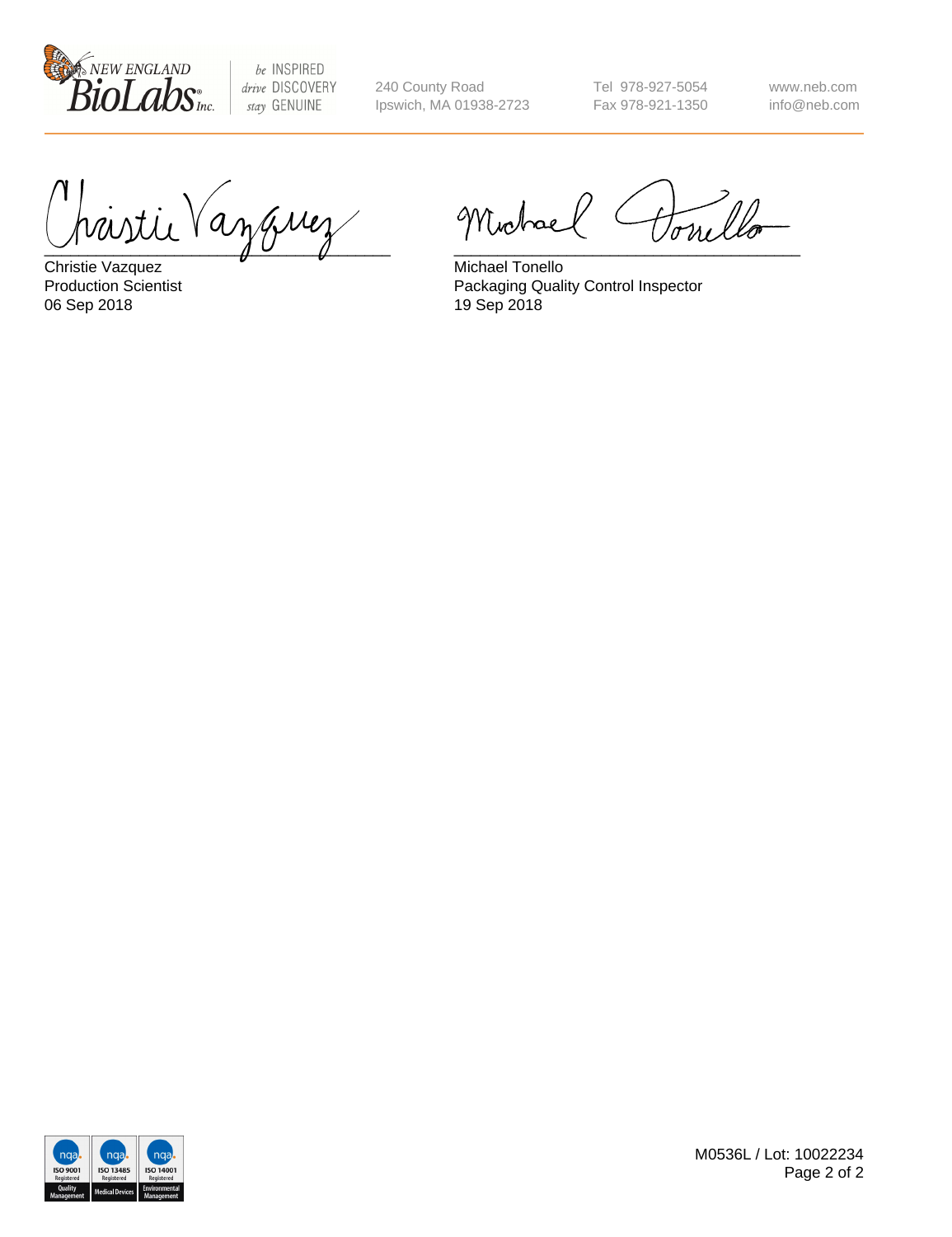NEW ENGLAND BioLabs® Inc.

be INSPIRED
drive DISCOVERY
stay GENUINE

240 County Road
Ipswich, MA 01938-2723

Tel 978-927-5054
Fax 978-921-1350

www.neb.com
info@neb.com

Christie Vazquez
Production Scientist
06 Sep 2018

Michael Tonello
Packaging Quality Control Inspector
19 Sep 2018

M0536L / Lot: 10022234